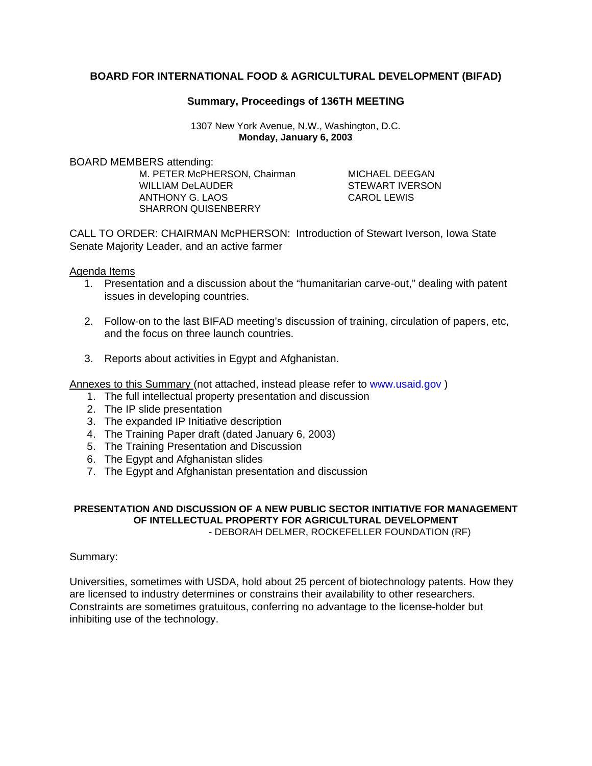# BOARD FOR INTERNATIONAL FOOD & AGRICULTURAL DEVELOPMENT (BIFAD)

## Summary, Proceedings of 136TH MEETING

1307 New York Avenue, N.W., Washington, D.C.
**Monday, January 6, 2003**

BOARD MEMBERS attending:

M. PETER McPHERSON, Chairman
WILLIAM DeLAUDER
ANTHONY G. LAOS
SHARRON QUISENBERRY
MICHAEL DEEGAN
STEWART IVERSON
CAROL LEWIS

CALL TO ORDER: CHAIRMAN McPHERSON: Introduction of Stewart Iverson, Iowa State Senate Majority Leader, and an active farmer

Agenda Items

1. Presentation and a discussion about the "humanitarian carve-out," dealing with patent issues in developing countries.
2. Follow-on to the last BIFAD meeting's discussion of training, circulation of papers, etc, and the focus on three launch countries.
3. Reports about activities in Egypt and Afghanistan.

Annexes to this Summary (not attached, instead please refer to www.usaid.gov )

1. The full intellectual property presentation and discussion
2. The IP slide presentation
3. The expanded IP Initiative description
4. The Training Paper draft (dated January 6, 2003)
5. The Training Presentation and Discussion
6. The Egypt and Afghanistan slides
7. The Egypt and Afghanistan presentation and discussion

### PRESENTATION AND DISCUSSION OF A NEW PUBLIC SECTOR INITIATIVE FOR MANAGEMENT OF INTELLECTUAL PROPERTY FOR AGRICULTURAL DEVELOPMENT

- DEBORAH DELMER, ROCKEFELLER FOUNDATION (RF)

Summary:

Universities, sometimes with USDA, hold about 25 percent of biotechnology patents. How they are licensed to industry determines or constrains their availability to other researchers. Constraints are sometimes gratuitous, conferring no advantage to the license-holder but inhibiting use of the technology.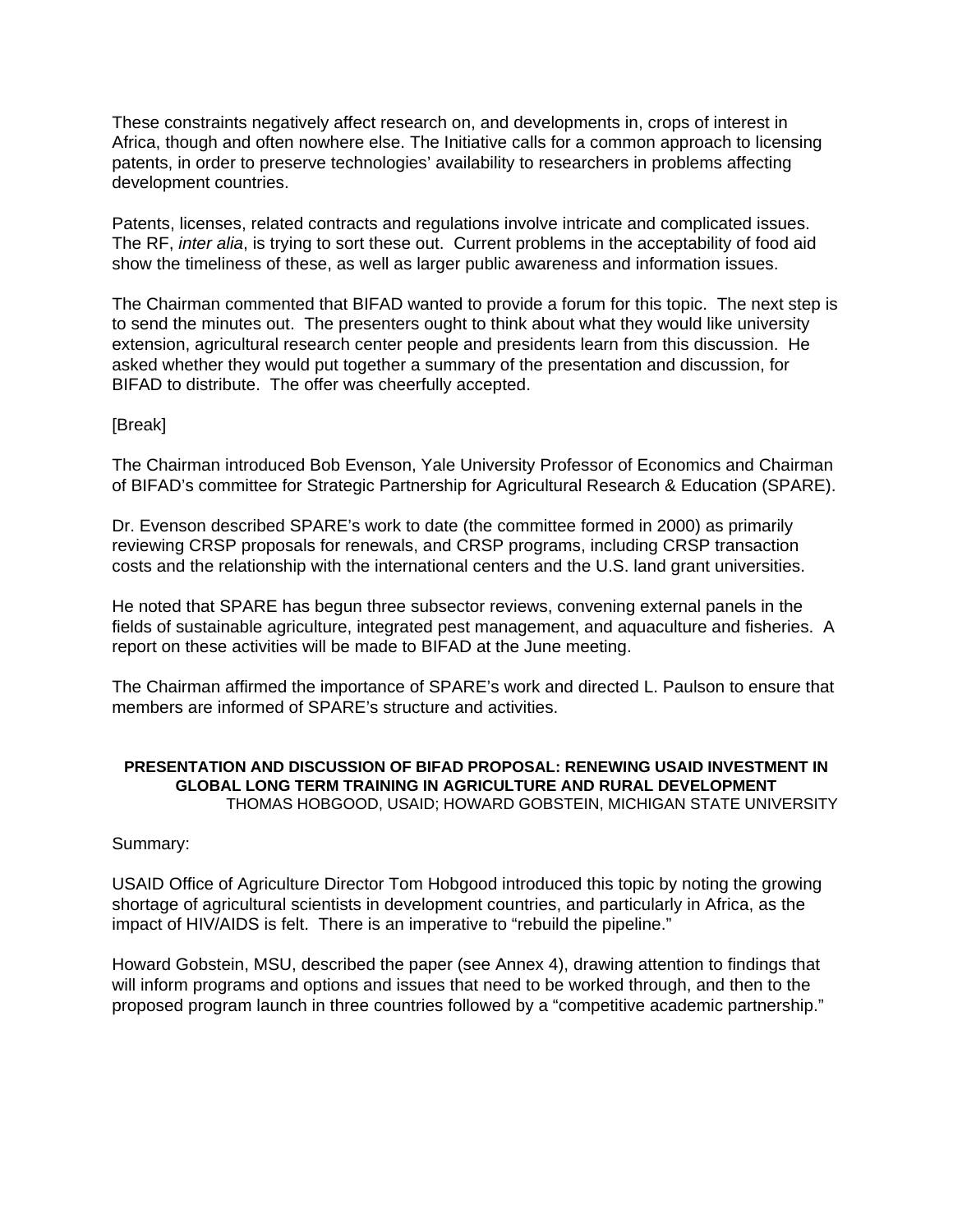These constraints negatively affect research on, and developments in, crops of interest in Africa, though and often nowhere else. The Initiative calls for a common approach to licensing patents, in order to preserve technologies' availability to researchers in problems affecting development countries.

Patents, licenses, related contracts and regulations involve intricate and complicated issues. The RF, *inter alia*, is trying to sort these out. Current problems in the acceptability of food aid show the timeliness of these, as well as larger public awareness and information issues.

The Chairman commented that BIFAD wanted to provide a forum for this topic. The next step is to send the minutes out. The presenters ought to think about what they would like university extension, agricultural research center people and presidents learn from this discussion. He asked whether they would put together a summary of the presentation and discussion, for BIFAD to distribute. The offer was cheerfully accepted.

[Break]

The Chairman introduced Bob Evenson, Yale University Professor of Economics and Chairman of BIFAD's committee for Strategic Partnership for Agricultural Research & Education (SPARE).

Dr. Evenson described SPARE's work to date (the committee formed in 2000) as primarily reviewing CRSP proposals for renewals, and CRSP programs, including CRSP transaction costs and the relationship with the international centers and the U.S. land grant universities.

He noted that SPARE has begun three subsector reviews, convening external panels in the fields of sustainable agriculture, integrated pest management, and aquaculture and fisheries. A report on these activities will be made to BIFAD at the June meeting.

The Chairman affirmed the importance of SPARE's work and directed L. Paulson to ensure that members are informed of SPARE's structure and activities.

**PRESENTATION AND DISCUSSION OF BIFAD PROPOSAL: RENEWING USAID INVESTMENT IN GLOBAL LONG TERM TRAINING IN AGRICULTURE AND RURAL DEVELOPMENT**
THOMAS HOBGOOD, USAID; HOWARD GOBSTEIN, MICHIGAN STATE UNIVERSITY

Summary:

USAID Office of Agriculture Director Tom Hobgood introduced this topic by noting the growing shortage of agricultural scientists in development countries, and particularly in Africa, as the impact of HIV/AIDS is felt. There is an imperative to "rebuild the pipeline."

Howard Gobstein, MSU, described the paper (see Annex 4), drawing attention to findings that will inform programs and options and issues that need to be worked through, and then to the proposed program launch in three countries followed by a "competitive academic partnership."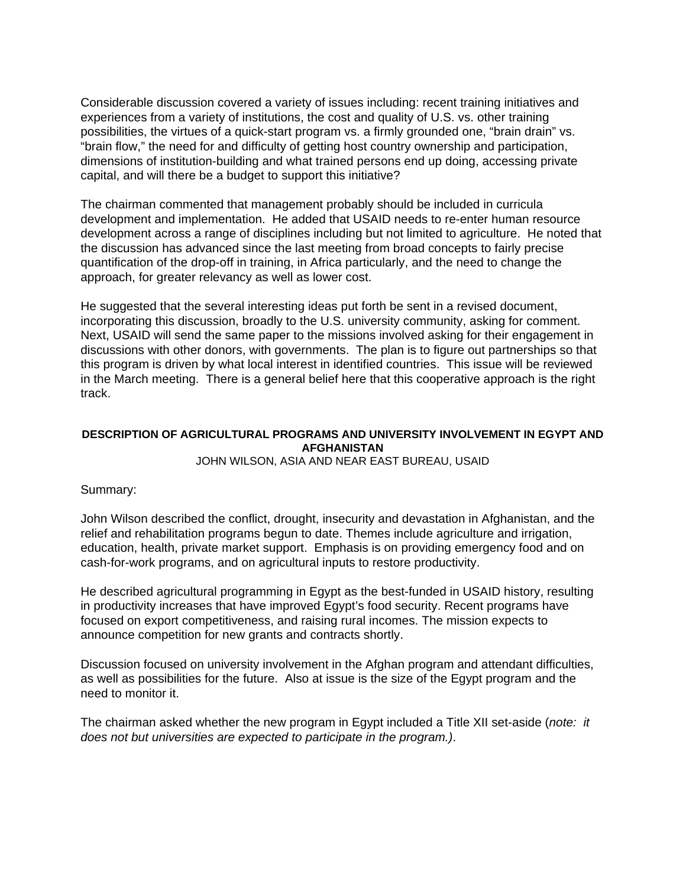Considerable discussion covered a variety of issues including: recent training initiatives and experiences from a variety of institutions, the cost and quality of U.S. vs. other training possibilities, the virtues of a quick-start program vs. a firmly grounded one, "brain drain" vs. "brain flow," the need for and difficulty of getting host country ownership and participation, dimensions of institution-building and what trained persons end up doing, accessing private capital, and will there be a budget to support this initiative?

The chairman commented that management probably should be included in curricula development and implementation. He added that USAID needs to re-enter human resource development across a range of disciplines including but not limited to agriculture. He noted that the discussion has advanced since the last meeting from broad concepts to fairly precise quantification of the drop-off in training, in Africa particularly, and the need to change the approach, for greater relevancy as well as lower cost.

He suggested that the several interesting ideas put forth be sent in a revised document, incorporating this discussion, broadly to the U.S. university community, asking for comment. Next, USAID will send the same paper to the missions involved asking for their engagement in discussions with other donors, with governments. The plan is to figure out partnerships so that this program is driven by what local interest in identified countries. This issue will be reviewed in the March meeting. There is a general belief here that this cooperative approach is the right track.

## DESCRIPTION OF AGRICULTURAL PROGRAMS AND UNIVERSITY INVOLVEMENT IN EGYPT AND AFGHANISTAN

JOHN WILSON, ASIA AND NEAR EAST BUREAU, USAID

Summary:

John Wilson described the conflict, drought, insecurity and devastation in Afghanistan, and the relief and rehabilitation programs begun to date. Themes include agriculture and irrigation, education, health, private market support. Emphasis is on providing emergency food and on cash-for-work programs, and on agricultural inputs to restore productivity.

He described agricultural programming in Egypt as the best-funded in USAID history, resulting in productivity increases that have improved Egypt's food security. Recent programs have focused on export competitiveness, and raising rural incomes. The mission expects to announce competition for new grants and contracts shortly.

Discussion focused on university involvement in the Afghan program and attendant difficulties, as well as possibilities for the future. Also at issue is the size of the Egypt program and the need to monitor it.

The chairman asked whether the new program in Egypt included a Title XII set-aside (*note: it does not but universities are expected to participate in the program.)*.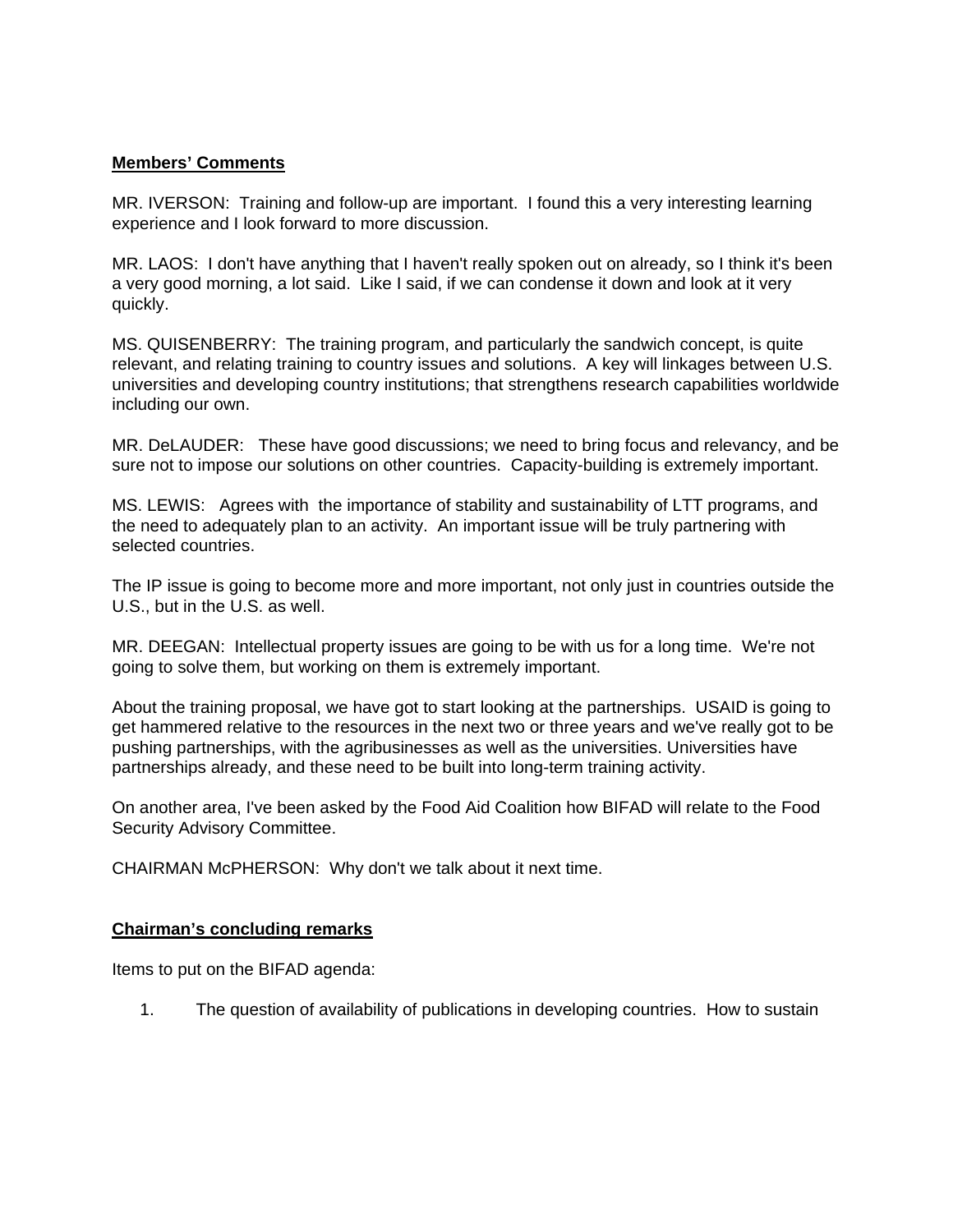**Members' Comments**

MR. IVERSON: Training and follow-up are important. I found this a very interesting learning experience and I look forward to more discussion.

MR. LAOS: I don't have anything that I haven't really spoken out on already, so I think it's been a very good morning, a lot said. Like I said, if we can condense it down and look at it very quickly.

MS. QUISENBERRY: The training program, and particularly the sandwich concept, is quite relevant, and relating training to country issues and solutions. A key will linkages between U.S. universities and developing country institutions; that strengthens research capabilities worldwide including our own.

MR. DeLAUDER: These have good discussions; we need to bring focus and relevancy, and be sure not to impose our solutions on other countries. Capacity-building is extremely important.

MS. LEWIS: Agrees with the importance of stability and sustainability of LTT programs, and the need to adequately plan to an activity. An important issue will be truly partnering with selected countries.

The IP issue is going to become more and more important, not only just in countries outside the U.S., but in the U.S. as well.

MR. DEEGAN: Intellectual property issues are going to be with us for a long time. We're not going to solve them, but working on them is extremely important.

About the training proposal, we have got to start looking at the partnerships. USAID is going to get hammered relative to the resources in the next two or three years and we've really got to be pushing partnerships, with the agribusinesses as well as the universities. Universities have partnerships already, and these need to be built into long-term training activity.

On another area, I've been asked by the Food Aid Coalition how BIFAD will relate to the Food Security Advisory Committee.

CHAIRMAN McPHERSON: Why don't we talk about it next time.

**Chairman's concluding remarks**

Items to put on the BIFAD agenda:

1. The question of availability of publications in developing countries. How to sustain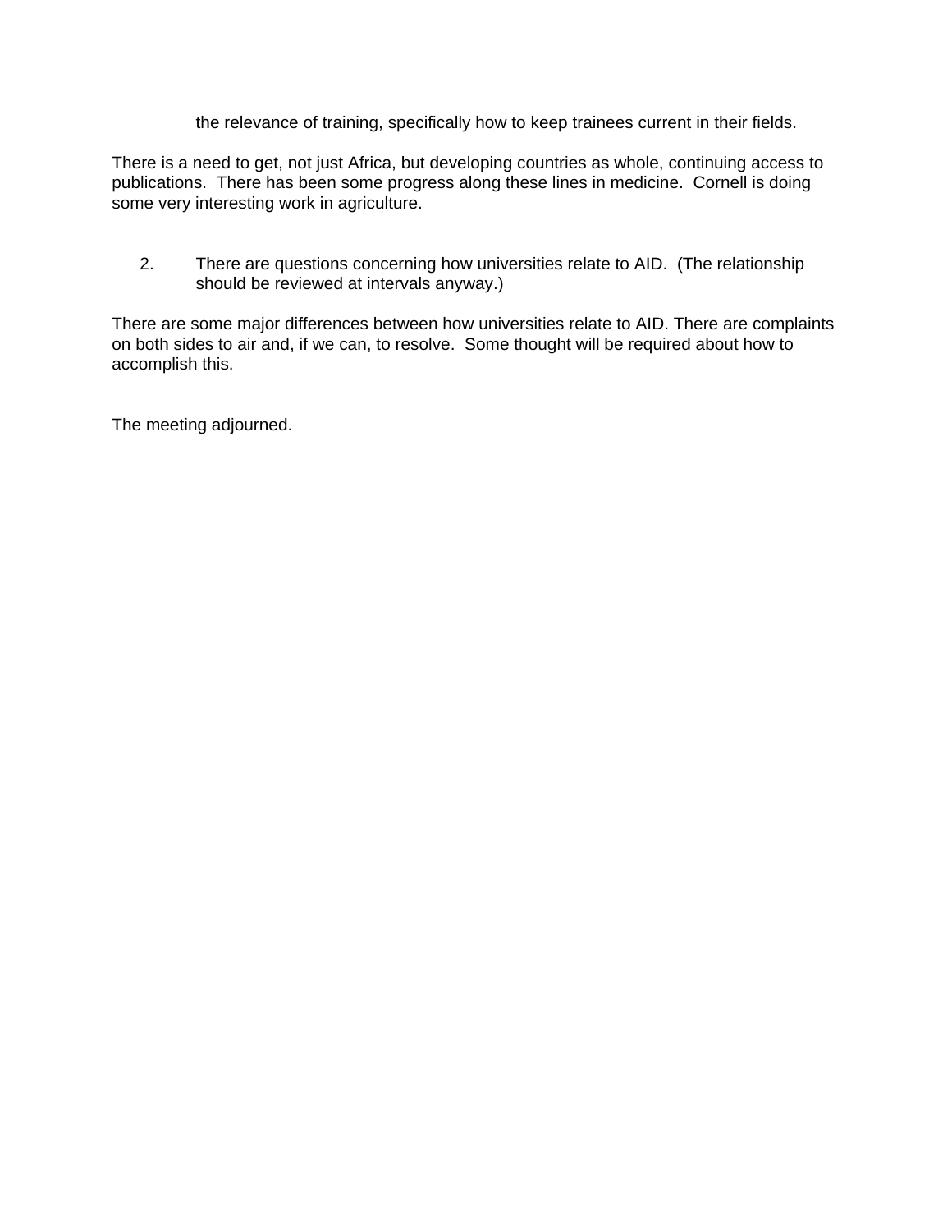the relevance of training, specifically how to keep trainees current in their fields.

There is a need to get, not just Africa, but developing countries as whole, continuing access to publications. There has been some progress along these lines in medicine. Cornell is doing some very interesting work in agriculture.

2. There are questions concerning how universities relate to AID. (The relationship should be reviewed at intervals anyway.)

There are some major differences between how universities relate to AID. There are complaints on both sides to air and, if we can, to resolve. Some thought will be required about how to accomplish this.

The meeting adjourned.